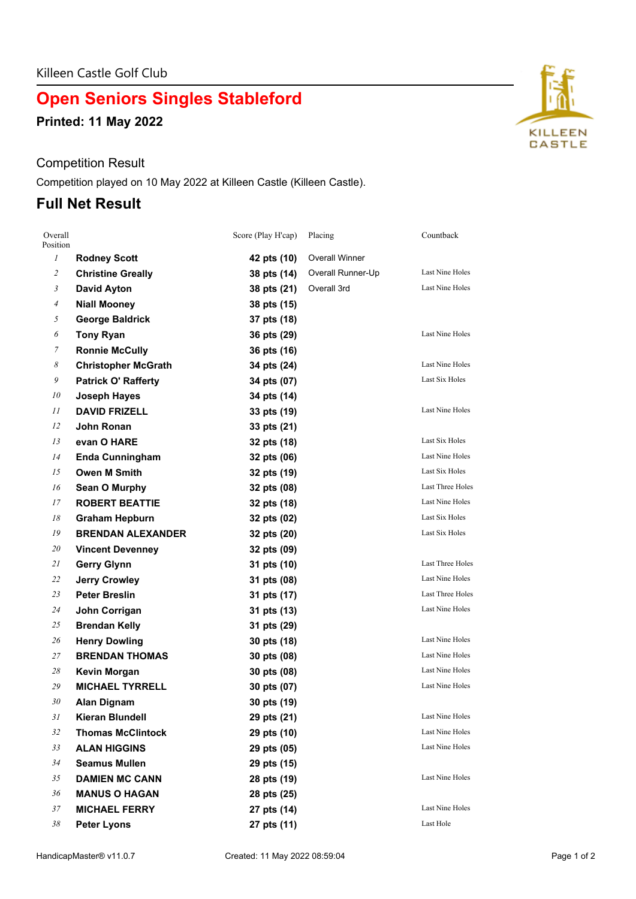Killeen Castle Golf Club

# Open Seniors Singles Stableford

**Printed: 11 May 2022**

Competition Result

Competition played on 10 May 2022 at Killeen Castle (Killeen Castle).

## Full Net Result

| Overall Position | | Score (Play H'cap) | Placing | Countback |
|---|---|---|---|---|
| 1 | **Rodney Scott** | **42 pts (10)** | Overall Winner | |
| 2 | **Christine Greally** | **38 pts (14)** | Overall Runner-Up | Last Nine Holes |
| 3 | **David Ayton** | **38 pts (21)** | Overall 3rd | Last Nine Holes |
| 4 | **Niall Mooney** | **38 pts (15)** | | |
| 5 | **George Baldrick** | **37 pts (18)** | | |
| 6 | **Tony Ryan** | **36 pts (29)** | | Last Nine Holes |
| 7 | **Ronnie McCully** | **36 pts (16)** | | |
| 8 | **Christopher McGrath** | **34 pts (24)** | | Last Nine Holes |
| 9 | **Patrick O' Rafferty** | **34 pts (07)** | | Last Six Holes |
| 10 | **Joseph Hayes** | **34 pts (14)** | | |
| 11 | **DAVID FRIZELL** | **33 pts (19)** | | Last Nine Holes |
| 12 | **John Ronan** | **33 pts (21)** | | |
| 13 | **evan O HARE** | **32 pts (18)** | | Last Six Holes |
| 14 | **Enda Cunningham** | **32 pts (06)** | | Last Nine Holes |
| 15 | **Owen M Smith** | **32 pts (19)** | | Last Six Holes |
| 16 | **Sean O Murphy** | **32 pts (08)** | | Last Three Holes |
| 17 | **ROBERT BEATTIE** | **32 pts (18)** | | Last Nine Holes |
| 18 | **Graham Hepburn** | **32 pts (02)** | | Last Six Holes |
| 19 | **BRENDAN ALEXANDER** | **32 pts (20)** | | Last Six Holes |
| 20 | **Vincent Devenney** | **32 pts (09)** | | |
| 21 | **Gerry Glynn** | **31 pts (10)** | | Last Three Holes |
| 22 | **Jerry Crowley** | **31 pts (08)** | | Last Nine Holes |
| 23 | **Peter Breslin** | **31 pts (17)** | | Last Three Holes |
| 24 | **John Corrigan** | **31 pts (13)** | | Last Nine Holes |
| 25 | **Brendan Kelly** | **31 pts (29)** | | |
| 26 | **Henry Dowling** | **30 pts (18)** | | Last Nine Holes |
| 27 | **BRENDAN THOMAS** | **30 pts (08)** | | Last Nine Holes |
| 28 | **Kevin Morgan** | **30 pts (08)** | | Last Nine Holes |
| 29 | **MICHAEL TYRRELL** | **30 pts (07)** | | Last Nine Holes |
| 30 | **Alan Dignam** | **30 pts (19)** | | |
| 31 | **Kieran Blundell** | **29 pts (21)** | | Last Nine Holes |
| 32 | **Thomas McClintock** | **29 pts (10)** | | Last Nine Holes |
| 33 | **ALAN HIGGINS** | **29 pts (05)** | | Last Nine Holes |
| 34 | **Seamus Mullen** | **29 pts (15)** | | |
| 35 | **DAMIEN MC CANN** | **28 pts (19)** | | Last Nine Holes |
| 36 | **MANUS O HAGAN** | **28 pts (25)** | | |
| 37 | **MICHAEL FERRY** | **27 pts (14)** | | Last Nine Holes |
| 38 | **Peter Lyons** | **27 pts (11)** | | Last Hole |

HandicapMaster® v11.0.7 Created: 11 May 2022 08:59:04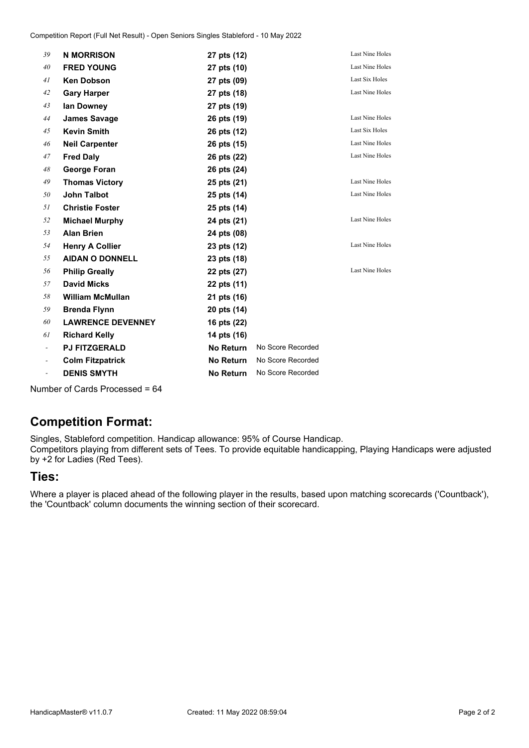| | | | | |
|---|---|---|---|---|
| 39 | **N MORRISON** | **27 pts (12)** | | Last Nine Holes |
| 40 | **FRED YOUNG** | **27 pts (10)** | | Last Nine Holes |
| 41 | **Ken Dobson** | **27 pts (09)** | | Last Six Holes |
| 42 | **Gary Harper** | **27 pts (18)** | | Last Nine Holes |
| 43 | **Ian Downey** | **27 pts (19)** | | |
| 44 | **James Savage** | **26 pts (19)** | | Last Nine Holes |
| 45 | **Kevin Smith** | **26 pts (12)** | | Last Six Holes |
| 46 | **Neil Carpenter** | **26 pts (15)** | | Last Nine Holes |
| 47 | **Fred Daly** | **26 pts (22)** | | Last Nine Holes |
| 48 | **George Foran** | **26 pts (24)** | | |
| 49 | **Thomas Victory** | **25 pts (21)** | | Last Nine Holes |
| 50 | **John Talbot** | **25 pts (14)** | | Last Nine Holes |
| 51 | **Christie Foster** | **25 pts (14)** | | |
| 52 | **Michael Murphy** | **24 pts (21)** | | Last Nine Holes |
| 53 | **Alan Brien** | **24 pts (08)** | | |
| 54 | **Henry A Collier** | **23 pts (12)** | | Last Nine Holes |
| 55 | **AIDAN O DONNELL** | **23 pts (18)** | | |
| 56 | **Philip Greally** | **22 pts (27)** | | Last Nine Holes |
| 57 | **David Micks** | **22 pts (11)** | | |
| 58 | **William McMullan** | **21 pts (16)** | | |
| 59 | **Brenda Flynn** | **20 pts (14)** | | |
| 60 | **LAWRENCE DEVENNEY** | **16 pts (22)** | | |
| 61 | **Richard Kelly** | **14 pts (16)** | | |
| - | **PJ FITZGERALD** | **No Return** | No Score Recorded | |
| - | **Colm Fitzpatrick** | **No Return** | No Score Recorded | |
| - | **DENIS SMYTH** | **No Return** | No Score Recorded | |

Number of Cards Processed = 64

## Competition Format:

Singles, Stableford competition. Handicap allowance: 95% of Course Handicap.
Competitors playing from different sets of Tees. To provide equitable handicapping, Playing Handicaps were adjusted by +2 for Ladies (Red Tees).

## Ties:

Where a player is placed ahead of the following player in the results, based upon matching scorecards ('Countback'), the 'Countback' column documents the winning section of their scorecard.